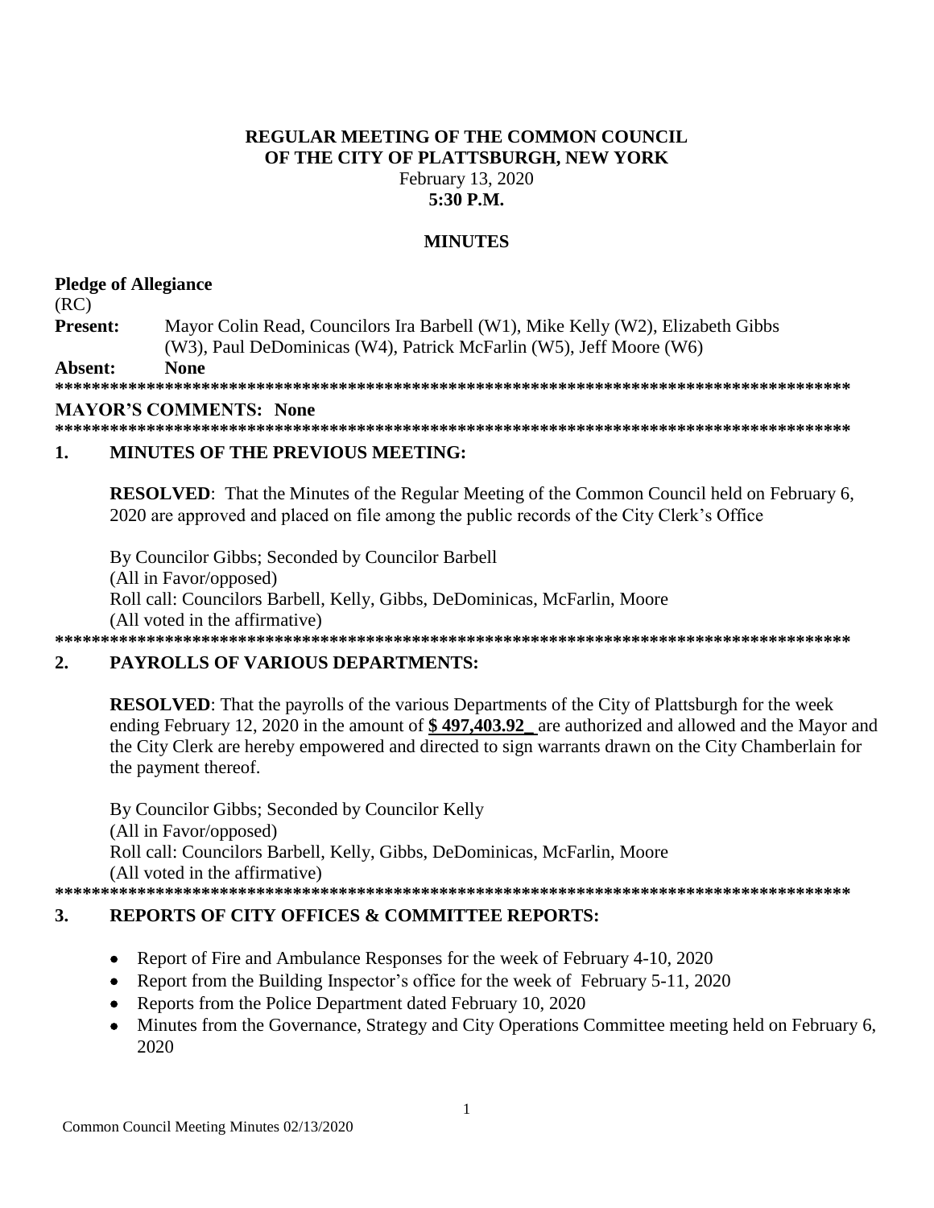# REGULAR MEETING OF THE COMMON COUNCIL OF THE CITY OF PLATTSBURGH, NEW YORK

February 13, 2020

**5:30 P.M.**

## MINUTES

**Pledge of Allegiance**

(RC)

**Present:** Mayor Colin Read, Councilors Ira Barbell (W1), Mike Kelly (W2), Elizabeth Gibbs (W3), Paul DeDominicas (W4), Patrick McFarlin (W5), Jeff Moore (W6)

**Absent: None**

**\*\*\*\*\*\*\*\*\*\*\*\*\*\*\*\*\*\*\*\*\*\*\*\*\*\*\*\*\*\*\*\*\*\*\*\*\*\*\*\*\*\*\*\*\*\*\*\*\*\*\*\*\*\*\*\*\*\*\*\*\*\*\*\*\*\*\*\*\*\*\*\*\*\*\*\*\*\*\*\*\*\*\*\*\*\*\*\***

**MAYOR'S COMMENTS: None**

**\*\*\*\*\*\*\*\*\*\*\*\*\*\*\*\*\*\*\*\*\*\*\*\*\*\*\*\*\*\*\*\*\*\*\*\*\*\*\*\*\*\*\*\*\*\*\*\*\*\*\*\*\*\*\*\*\*\*\*\*\*\*\*\*\*\*\*\*\*\*\*\*\*\*\*\*\*\*\*\*\*\*\*\*\*\*\*\***

## 1. MINUTES OF THE PREVIOUS MEETING:

**RESOLVED**: That the Minutes of the Regular Meeting of the Common Council held on February 6, 2020 are approved and placed on file among the public records of the City Clerk's Office

By Councilor Gibbs; Seconded by Councilor Barbell
(All in Favor/opposed)
Roll call: Councilors Barbell, Kelly, Gibbs, DeDominicas, McFarlin, Moore
(All voted in the affirmative)

**\*\*\*\*\*\*\*\*\*\*\*\*\*\*\*\*\*\*\*\*\*\*\*\*\*\*\*\*\*\*\*\*\*\*\*\*\*\*\*\*\*\*\*\*\*\*\*\*\*\*\*\*\*\*\*\*\*\*\*\*\*\*\*\*\*\*\*\*\*\*\*\*\*\*\*\*\*\*\*\*\*\*\*\*\*\*\*\***

## 2. PAYROLLS OF VARIOUS DEPARTMENTS:

**RESOLVED**: That the payrolls of the various Departments of the City of Plattsburgh for the week ending February 12, 2020 in the amount of **$ 497,403.92_** are authorized and allowed and the Mayor and the City Clerk are hereby empowered and directed to sign warrants drawn on the City Chamberlain for the payment thereof.

By Councilor Gibbs; Seconded by Councilor Kelly
(All in Favor/opposed)
Roll call: Councilors Barbell, Kelly, Gibbs, DeDominicas, McFarlin, Moore
(All voted in the affirmative)

**\*\*\*\*\*\*\*\*\*\*\*\*\*\*\*\*\*\*\*\*\*\*\*\*\*\*\*\*\*\*\*\*\*\*\*\*\*\*\*\*\*\*\*\*\*\*\*\*\*\*\*\*\*\*\*\*\*\*\*\*\*\*\*\*\*\*\*\*\*\*\*\*\*\*\*\*\*\*\*\*\*\*\*\*\*\*\*\***

## 3. REPORTS OF CITY OFFICES & COMMITTEE REPORTS:

- Report of Fire and Ambulance Responses for the week of February 4-10, 2020
- Report from the Building Inspector's office for the week of February 5-11, 2020
- Reports from the Police Department dated February 10, 2020
- Minutes from the Governance, Strategy and City Operations Committee meeting held on February 6, 2020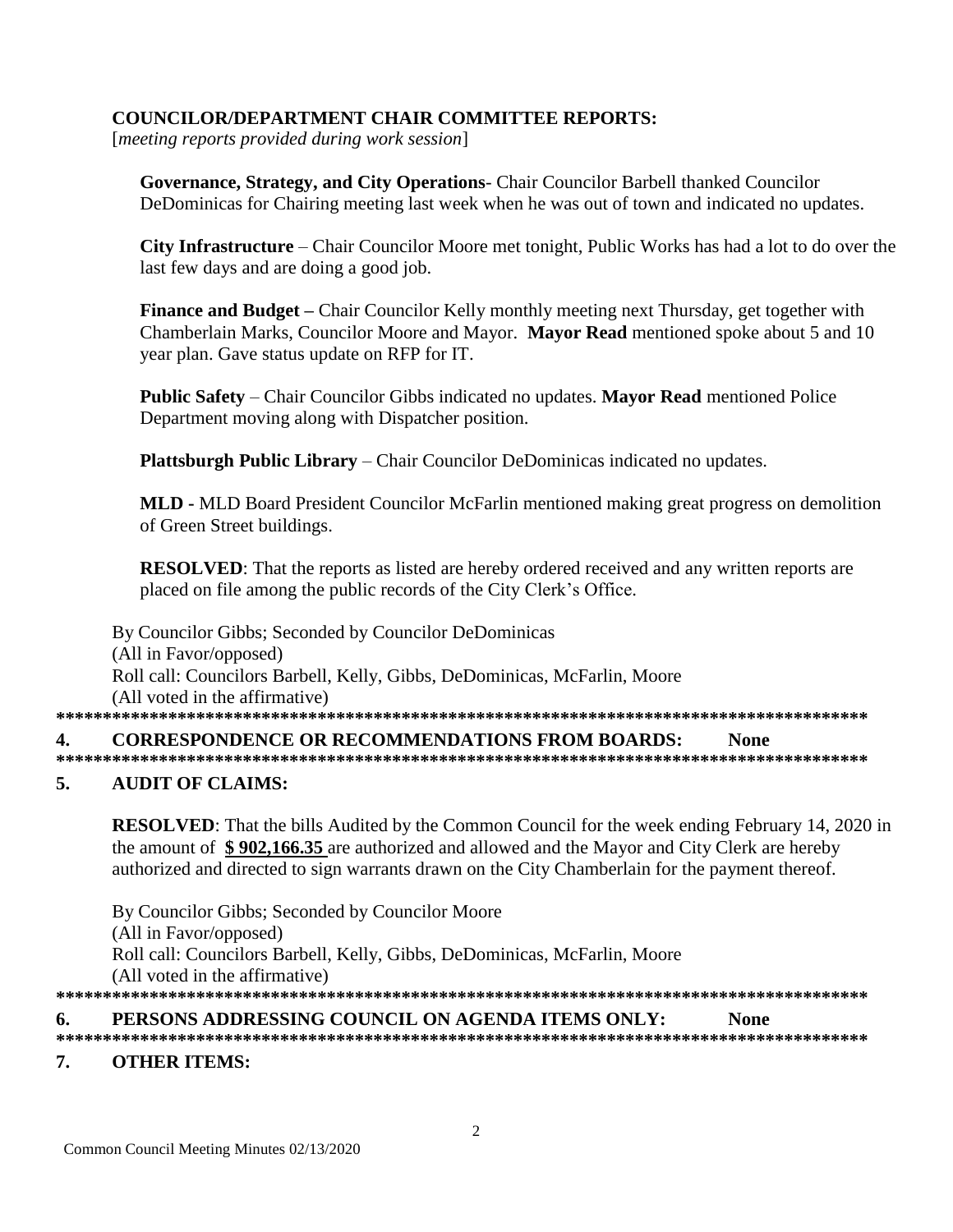**COUNCILOR/DEPARTMENT CHAIR COMMITTEE REPORTS:**
[*meeting reports provided during work session*]

**Governance, Strategy, and City Operations**- Chair Councilor Barbell thanked Councilor DeDominicas for Chairing meeting last week when he was out of town and indicated no updates.

**City Infrastructure** – Chair Councilor Moore met tonight, Public Works has had a lot to do over the last few days and are doing a good job.

**Finance and Budget –** Chair Councilor Kelly monthly meeting next Thursday, get together with Chamberlain Marks, Councilor Moore and Mayor. **Mayor Read** mentioned spoke about 5 and 10 year plan. Gave status update on RFP for IT.

**Public Safety** – Chair Councilor Gibbs indicated no updates. **Mayor Read** mentioned Police Department moving along with Dispatcher position.

**Plattsburgh Public Library** – Chair Councilor DeDominicas indicated no updates.

**MLD -** MLD Board President Councilor McFarlin mentioned making great progress on demolition of Green Street buildings.

**RESOLVED**: That the reports as listed are hereby ordered received and any written reports are placed on file among the public records of the City Clerk's Office.

By Councilor Gibbs; Seconded by Councilor DeDominicas
(All in Favor/opposed)
Roll call: Councilors Barbell, Kelly, Gibbs, DeDominicas, McFarlin, Moore
(All voted in the affirmative)

**\*\*\*\*\*\*\*\*\*\*\*\*\*\*\*\*\*\*\*\*\*\*\*\*\*\*\*\*\*\*\*\*\*\*\*\*\*\*\*\*\*\*\*\*\*\*\*\*\*\*\*\*\*\*\*\*\*\*\*\*\*\*\*\*\*\*\*\*\*\*\*\*\*\*\*\*\*\*\*\*\*\*\*\*\*\*\***

**4. CORRESPONDENCE OR RECOMMENDATIONS FROM BOARDS: None**

**\*\*\*\*\*\*\*\*\*\*\*\*\*\*\*\*\*\*\*\*\*\*\*\*\*\*\*\*\*\*\*\*\*\*\*\*\*\*\*\*\*\*\*\*\*\*\*\*\*\*\*\*\*\*\*\*\*\*\*\*\*\*\*\*\*\*\*\*\*\*\*\*\*\*\*\*\*\*\*\*\*\*\*\*\*\*\***

**5. AUDIT OF CLAIMS:**

**RESOLVED**: That the bills Audited by the Common Council for the week ending February 14, 2020 in the amount of **$ 902,166.35** are authorized and allowed and the Mayor and City Clerk are hereby authorized and directed to sign warrants drawn on the City Chamberlain for the payment thereof.

By Councilor Gibbs; Seconded by Councilor Moore
(All in Favor/opposed)
Roll call: Councilors Barbell, Kelly, Gibbs, DeDominicas, McFarlin, Moore
(All voted in the affirmative)

**\*\*\*\*\*\*\*\*\*\*\*\*\*\*\*\*\*\*\*\*\*\*\*\*\*\*\*\*\*\*\*\*\*\*\*\*\*\*\*\*\*\*\*\*\*\*\*\*\*\*\*\*\*\*\*\*\*\*\*\*\*\*\*\*\*\*\*\*\*\*\*\*\*\*\*\*\*\*\*\*\*\*\*\*\*\*\***

**6. PERSONS ADDRESSING COUNCIL ON AGENDA ITEMS ONLY: None**

**\*\*\*\*\*\*\*\*\*\*\*\*\*\*\*\*\*\*\*\*\*\*\*\*\*\*\*\*\*\*\*\*\*\*\*\*\*\*\*\*\*\*\*\*\*\*\*\*\*\*\*\*\*\*\*\*\*\*\*\*\*\*\*\*\*\*\*\*\*\*\*\*\*\*\*\*\*\*\*\*\*\*\*\*\*\*\***

**7. OTHER ITEMS:**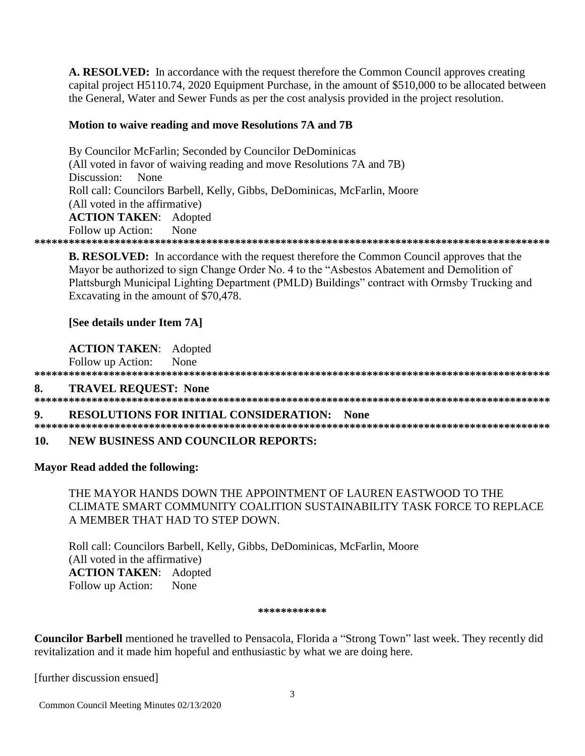**A. RESOLVED:** In accordance with the request therefore the Common Council approves creating capital project H5110.74, 2020 Equipment Purchase, in the amount of $510,000 to be allocated between the General, Water and Sewer Funds as per the cost analysis provided in the project resolution.

**Motion to waive reading and move Resolutions 7A and 7B**

By Councilor McFarlin; Seconded by Councilor DeDominicas
(All voted in favor of waiving reading and move Resolutions 7A and 7B)
Discussion: None
Roll call: Councilors Barbell, Kelly, Gibbs, DeDominicas, McFarlin, Moore
(All voted in the affirmative)
**ACTION TAKEN**: Adopted
Follow up Action: None

**********************************************************************************************

**B. RESOLVED:** In accordance with the request therefore the Common Council approves that the Mayor be authorized to sign Change Order No. 4 to the "Asbestos Abatement and Demolition of Plattsburgh Municipal Lighting Department (PMLD) Buildings" contract with Ormsby Trucking and Excavating in the amount of $70,478.

**[See details under Item 7A]**

**ACTION TAKEN**: Adopted
Follow up Action: None

**********************************************************************************************

**8. TRAVEL REQUEST: None**

**********************************************************************************************

**9. RESOLUTIONS FOR INITIAL CONSIDERATION: None**

**********************************************************************************************

**10. NEW BUSINESS AND COUNCILOR REPORTS:**

**Mayor Read added the following:**

THE MAYOR HANDS DOWN THE APPOINTMENT OF LAUREN EASTWOOD TO THE CLIMATE SMART COMMUNITY COALITION SUSTAINABILITY TASK FORCE TO REPLACE A MEMBER THAT HAD TO STEP DOWN.

Roll call: Councilors Barbell, Kelly, Gibbs, DeDominicas, McFarlin, Moore
(All voted in the affirmative)
**ACTION TAKEN**: Adopted
Follow up Action: None

************

**Councilor Barbell** mentioned he travelled to Pensacola, Florida a "Strong Town" last week. They recently did revitalization and it made him hopeful and enthusiastic by what we are doing here.

[further discussion ensued]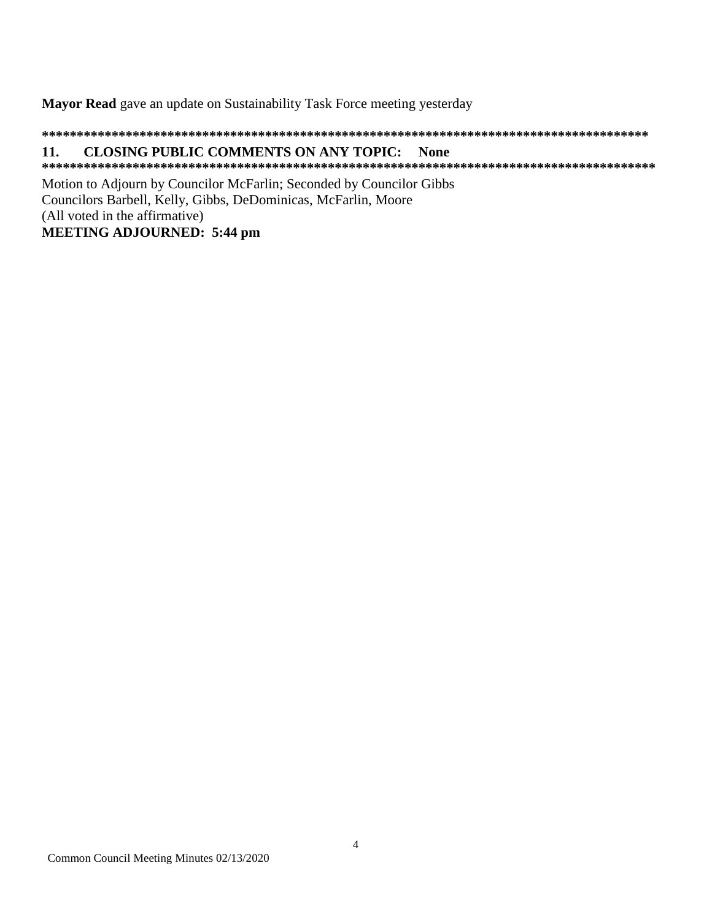**Mayor Read** gave an update on Sustainability Task Force meeting yesterday

******************************************************************************************

## 11. CLOSING PUBLIC COMMENTS ON ANY TOPIC: None

******************************************************************************************

Motion to Adjourn by Councilor McFarlin; Seconded by Councilor Gibbs
Councilors Barbell, Kelly, Gibbs, DeDominicas, McFarlin, Moore
(All voted in the affirmative)

**MEETING ADJOURNED: 5:44 pm**